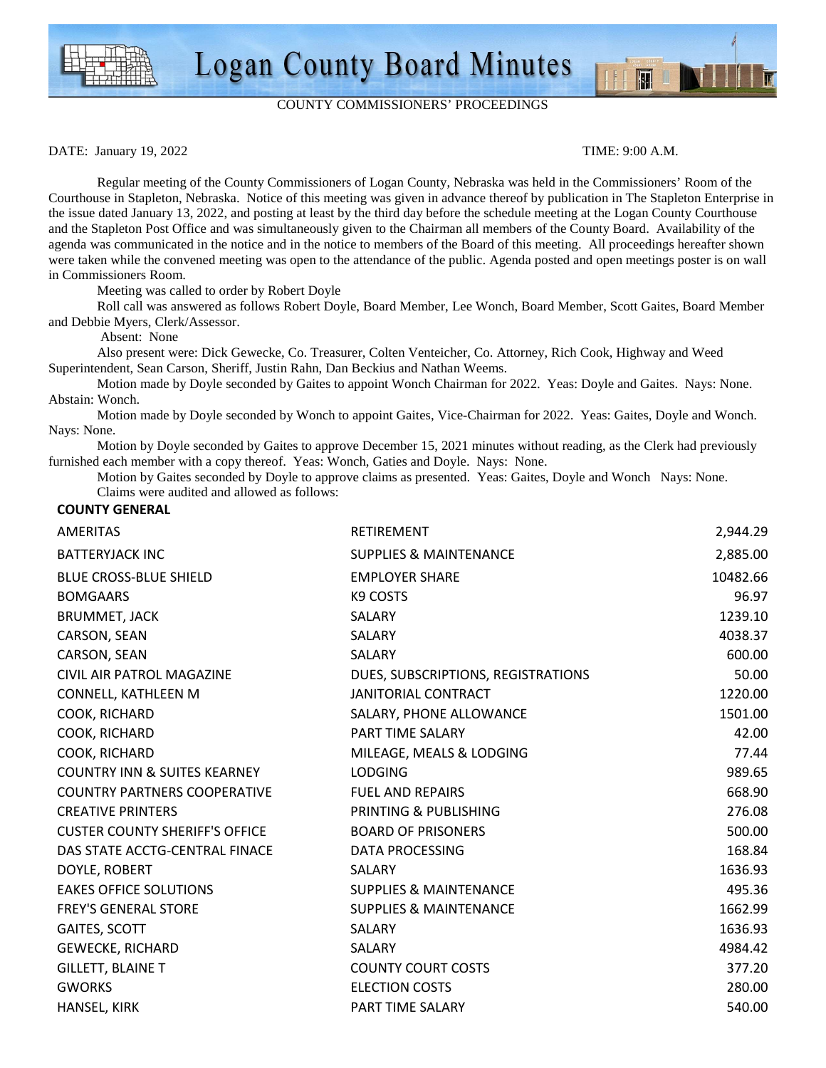# Logan County Board Minutes

COUNTY COMMISSIONERS' PROCEEDINGS

DATE: January 19, 2022 TIME: 9:00 A.M.

Regular meeting of the County Commissioners of Logan County, Nebraska was held in the Commissioners' Room of the Courthouse in Stapleton, Nebraska. Notice of this meeting was given in advance thereof by publication in The Stapleton Enterprise in the issue dated January 13, 2022, and posting at least by the third day before the schedule meeting at the Logan County Courthouse and the Stapleton Post Office and was simultaneously given to the Chairman all members of the County Board. Availability of the agenda was communicated in the notice and in the notice to members of the Board of this meeting. All proceedings hereafter shown were taken while the convened meeting was open to the attendance of the public. Agenda posted and open meetings poster is on wall in Commissioners Room.

Meeting was called to order by Robert Doyle

Roll call was answered as follows Robert Doyle, Board Member, Lee Wonch, Board Member, Scott Gaites, Board Member and Debbie Myers, Clerk/Assessor.

Absent: None

Also present were: Dick Gewecke, Co. Treasurer, Colten Venteicher, Co. Attorney, Rich Cook, Highway and Weed Superintendent, Sean Carson, Sheriff, Justin Rahn, Dan Beckius and Nathan Weems.

Motion made by Doyle seconded by Gaites to appoint Wonch Chairman for 2022. Yeas: Doyle and Gaites. Nays: None. Abstain: Wonch.

Motion made by Doyle seconded by Wonch to appoint Gaites, Vice-Chairman for 2022. Yeas: Gaites, Doyle and Wonch. Nays: None.

Motion by Doyle seconded by Gaites to approve December 15, 2021 minutes without reading, as the Clerk had previously furnished each member with a copy thereof. Yeas: Wonch, Gaties and Doyle. Nays: None.

Motion by Gaites seconded by Doyle to approve claims as presented. Yeas: Gaites, Doyle and Wonch Nays: None.

Claims were audited and allowed as follows:

**COUNTY GENERAL**

| | | |
|---|---|---|
| AMERITAS | RETIREMENT | 2,944.29 |
| BATTERYJACK INC | SUPPLIES & MAINTENANCE | 2,885.00 |
| BLUE CROSS-BLUE SHIELD | EMPLOYER SHARE | 10482.66 |
| BOMGAARS | K9 COSTS | 96.97 |
| BRUMMET, JACK | SALARY | 1239.10 |
| CARSON, SEAN | SALARY | 4038.37 |
| CARSON, SEAN | SALARY | 600.00 |
| CIVIL AIR PATROL MAGAZINE | DUES, SUBSCRIPTIONS, REGISTRATIONS | 50.00 |
| CONNELL, KATHLEEN M | JANITORIAL CONTRACT | 1220.00 |
| COOK, RICHARD | SALARY, PHONE ALLOWANCE | 1501.00 |
| COOK, RICHARD | PART TIME SALARY | 42.00 |
| COOK, RICHARD | MILEAGE, MEALS & LODGING | 77.44 |
| COUNTRY INN & SUITES KEARNEY | LODGING | 989.65 |
| COUNTRY PARTNERS COOPERATIVE | FUEL AND REPAIRS | 668.90 |
| CREATIVE PRINTERS | PRINTING & PUBLISHING | 276.08 |
| CUSTER COUNTY SHERIFF'S OFFICE | BOARD OF PRISONERS | 500.00 |
| DAS STATE ACCTG-CENTRAL FINACE | DATA PROCESSING | 168.84 |
| DOYLE, ROBERT | SALARY | 1636.93 |
| EAKES OFFICE SOLUTIONS | SUPPLIES & MAINTENANCE | 495.36 |
| FREY'S GENERAL STORE | SUPPLIES & MAINTENANCE | 1662.99 |
| GAITES, SCOTT | SALARY | 1636.93 |
| GEWECKE, RICHARD | SALARY | 4984.42 |
| GILLETT, BLAINE T | COUNTY COURT COSTS | 377.20 |
| GWORKS | ELECTION COSTS | 280.00 |
| HANSEL, KIRK | PART TIME SALARY | 540.00 |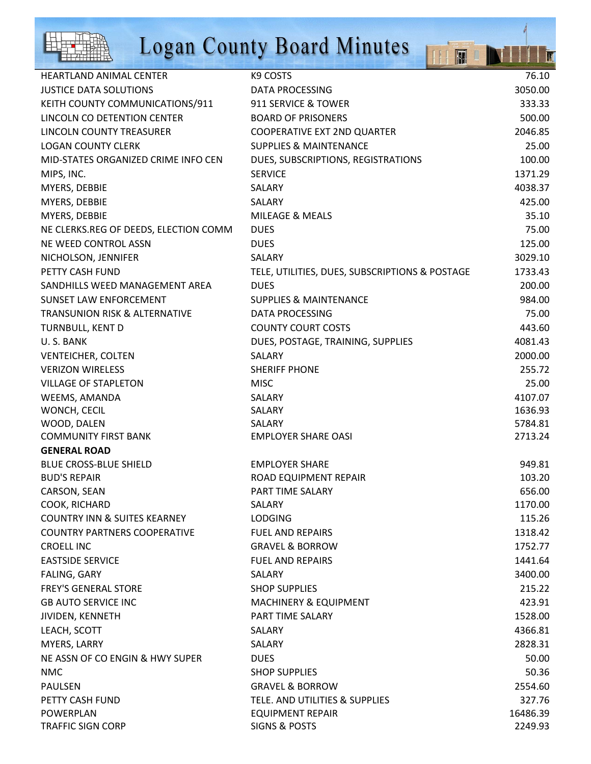| | | |
|---|---|---|
| HEARTLAND ANIMAL CENTER | K9 COSTS | 76.10 |
| JUSTICE DATA SOLUTIONS | DATA PROCESSING | 3050.00 |
| KEITH COUNTY COMMUNICATIONS/911 | 911 SERVICE & TOWER | 333.33 |
| LINCOLN CO DETENTION CENTER | BOARD OF PRISONERS | 500.00 |
| LINCOLN COUNTY TREASURER | COOPERATIVE EXT 2ND QUARTER | 2046.85 |
| LOGAN COUNTY CLERK | SUPPLIES & MAINTENANCE | 25.00 |
| MID-STATES ORGANIZED CRIME INFO CEN | DUES, SUBSCRIPTIONS, REGISTRATIONS | 100.00 |
| MIPS, INC. | SERVICE | 1371.29 |
| MYERS, DEBBIE | SALARY | 4038.37 |
| MYERS, DEBBIE | SALARY | 425.00 |
| MYERS, DEBBIE | MILEAGE & MEALS | 35.10 |
| NE CLERKS.REG OF DEEDS, ELECTION COMM | DUES | 75.00 |
| NE WEED CONTROL ASSN | DUES | 125.00 |
| NICHOLSON, JENNIFER | SALARY | 3029.10 |
| PETTY CASH FUND | TELE, UTILITIES, DUES, SUBSCRIPTIONS & POSTAGE | 1733.43 |
| SANDHILLS WEED MANAGEMENT AREA | DUES | 200.00 |
| SUNSET LAW ENFORCEMENT | SUPPLIES & MAINTENANCE | 984.00 |
| TRANSUNION RISK & ALTERNATIVE | DATA PROCESSING | 75.00 |
| TURNBULL, KENT D | COUNTY COURT COSTS | 443.60 |
| U. S. BANK | DUES, POSTAGE, TRAINING, SUPPLIES | 4081.43 |
| VENTEICHER, COLTEN | SALARY | 2000.00 |
| VERIZON WIRELESS | SHERIFF PHONE | 255.72 |
| VILLAGE OF STAPLETON | MISC | 25.00 |
| WEEMS, AMANDA | SALARY | 4107.07 |
| WONCH, CECIL | SALARY | 1636.93 |
| WOOD, DALEN | SALARY | 5784.81 |
| COMMUNITY FIRST BANK | EMPLOYER SHARE OASI | 2713.24 |
| **GENERAL ROAD** | | |
| BLUE CROSS-BLUE SHIELD | EMPLOYER SHARE | 949.81 |
| BUD'S REPAIR | ROAD EQUIPMENT REPAIR | 103.20 |
| CARSON, SEAN | PART TIME SALARY | 656.00 |
| COOK, RICHARD | SALARY | 1170.00 |
| COUNTRY INN & SUITES KEARNEY | LODGING | 115.26 |
| COUNTRY PARTNERS COOPERATIVE | FUEL AND REPAIRS | 1318.42 |
| CROELL INC | GRAVEL & BORROW | 1752.77 |
| EASTSIDE SERVICE | FUEL AND REPAIRS | 1441.64 |
| FALING, GARY | SALARY | 3400.00 |
| FREY'S GENERAL STORE | SHOP SUPPLIES | 215.22 |
| GB AUTO SERVICE INC | MACHINERY & EQUIPMENT | 423.91 |
| JIVIDEN, KENNETH | PART TIME SALARY | 1528.00 |
| LEACH, SCOTT | SALARY | 4366.81 |
| MYERS, LARRY | SALARY | 2828.31 |
| NE ASSN OF CO ENGIN & HWY SUPER | DUES | 50.00 |
| NMC | SHOP SUPPLIES | 50.36 |
| PAULSEN | GRAVEL & BORROW | 2554.60 |
| PETTY CASH FUND | TELE. AND UTILITIES & SUPPLIES | 327.76 |
| POWERPLAN | EQUIPMENT REPAIR | 16486.39 |
| TRAFFIC SIGN CORP | SIGNS & POSTS | 2249.93 |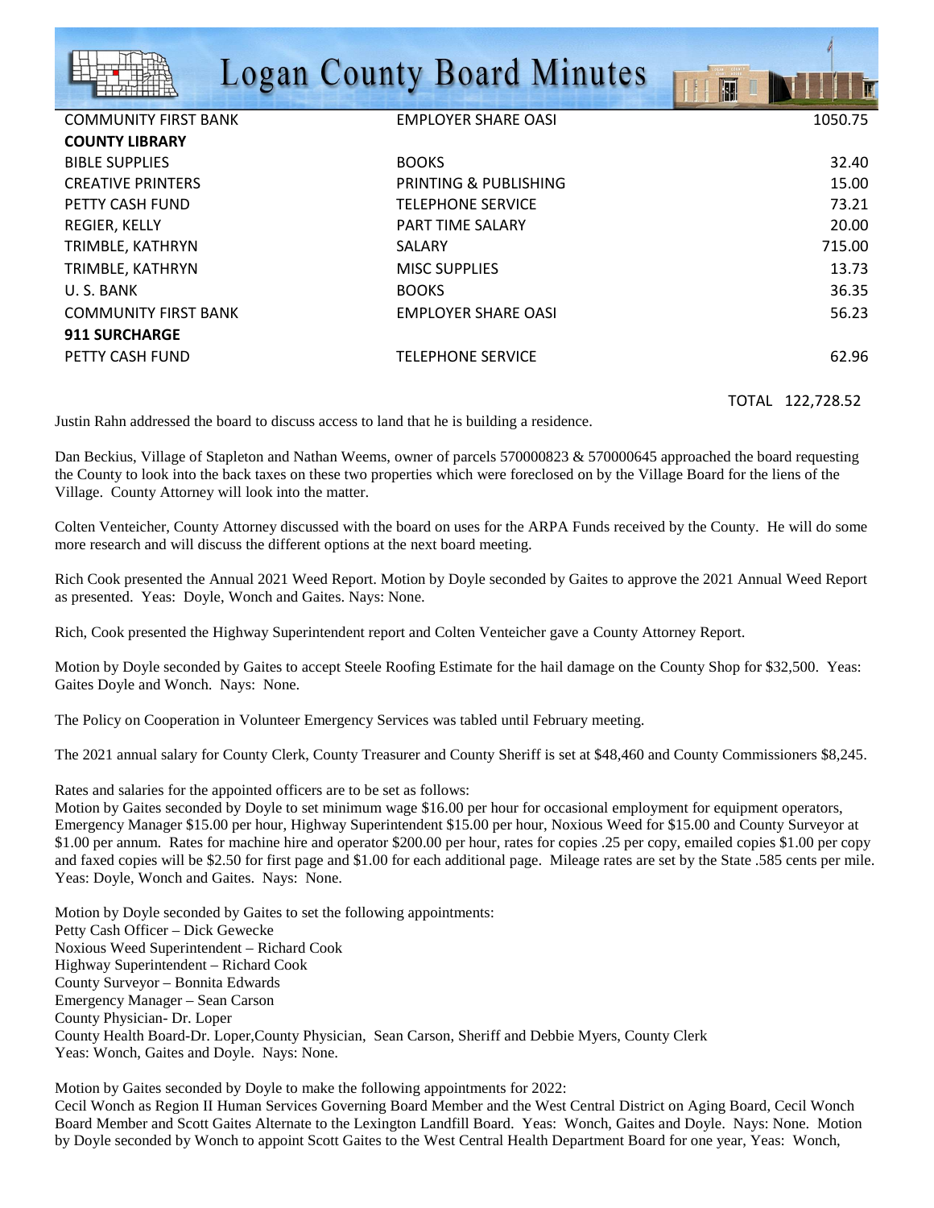| | | |
|---|---|---|
| COMMUNITY FIRST BANK | EMPLOYER SHARE OASI | 1050.75 |
| **COUNTY LIBRARY** | | |
| BIBLE SUPPLIES | BOOKS | 32.40 |
| CREATIVE PRINTERS | PRINTING & PUBLISHING | 15.00 |
| PETTY CASH FUND | TELEPHONE SERVICE | 73.21 |
| REGIER, KELLY | PART TIME SALARY | 20.00 |
| TRIMBLE, KATHRYN | SALARY | 715.00 |
| TRIMBLE, KATHRYN | MISC SUPPLIES | 13.73 |
| U. S. BANK | BOOKS | 36.35 |
| COMMUNITY FIRST BANK | EMPLOYER SHARE OASI | 56.23 |
| **911 SURCHARGE** | | |
| PETTY CASH FUND | TELEPHONE SERVICE | 62.96 |
| | TOTAL | 122,728.52 |

Justin Rahn addressed the board to discuss access to land that he is building a residence.

Dan Beckius, Village of Stapleton and Nathan Weems, owner of parcels 570000823 & 570000645 approached the board requesting the County to look into the back taxes on these two properties which were foreclosed on by the Village Board for the liens of the Village. County Attorney will look into the matter.

Colten Venteicher, County Attorney discussed with the board on uses for the ARPA Funds received by the County. He will do some more research and will discuss the different options at the next board meeting.

Rich Cook presented the Annual 2021 Weed Report. Motion by Doyle seconded by Gaites to approve the 2021 Annual Weed Report as presented. Yeas: Doyle, Wonch and Gaites. Nays: None.

Rich, Cook presented the Highway Superintendent report and Colten Venteicher gave a County Attorney Report.

Motion by Doyle seconded by Gaites to accept Steele Roofing Estimate for the hail damage on the County Shop for $32,500. Yeas: Gaites Doyle and Wonch. Nays: None.

The Policy on Cooperation in Volunteer Emergency Services was tabled until February meeting.

The 2021 annual salary for County Clerk, County Treasurer and County Sheriff is set at $48,460 and County Commissioners $8,245.

Rates and salaries for the appointed officers are to be set as follows:
Motion by Gaites seconded by Doyle to set minimum wage $16.00 per hour for occasional employment for equipment operators, Emergency Manager $15.00 per hour, Highway Superintendent $15.00 per hour, Noxious Weed for $15.00 and County Surveyor at $1.00 per annum. Rates for machine hire and operator $200.00 per hour, rates for copies .25 per copy, emailed copies $1.00 per copy and faxed copies will be $2.50 for first page and $1.00 for each additional page. Mileage rates are set by the State .585 cents per mile. Yeas: Doyle, Wonch and Gaites. Nays: None.

Motion by Doyle seconded by Gaites to set the following appointments:
Petty Cash Officer – Dick Gewecke
Noxious Weed Superintendent – Richard Cook
Highway Superintendent – Richard Cook
County Surveyor – Bonnita Edwards
Emergency Manager – Sean Carson
County Physician- Dr. Loper
County Health Board-Dr. Loper,County Physician, Sean Carson, Sheriff and Debbie Myers, County Clerk
Yeas: Wonch, Gaites and Doyle. Nays: None.

Motion by Gaites seconded by Doyle to make the following appointments for 2022:
Cecil Wonch as Region II Human Services Governing Board Member and the West Central District on Aging Board, Cecil Wonch Board Member and Scott Gaites Alternate to the Lexington Landfill Board. Yeas: Wonch, Gaites and Doyle. Nays: None. Motion by Doyle seconded by Wonch to appoint Scott Gaites to the West Central Health Department Board for one year, Yeas: Wonch,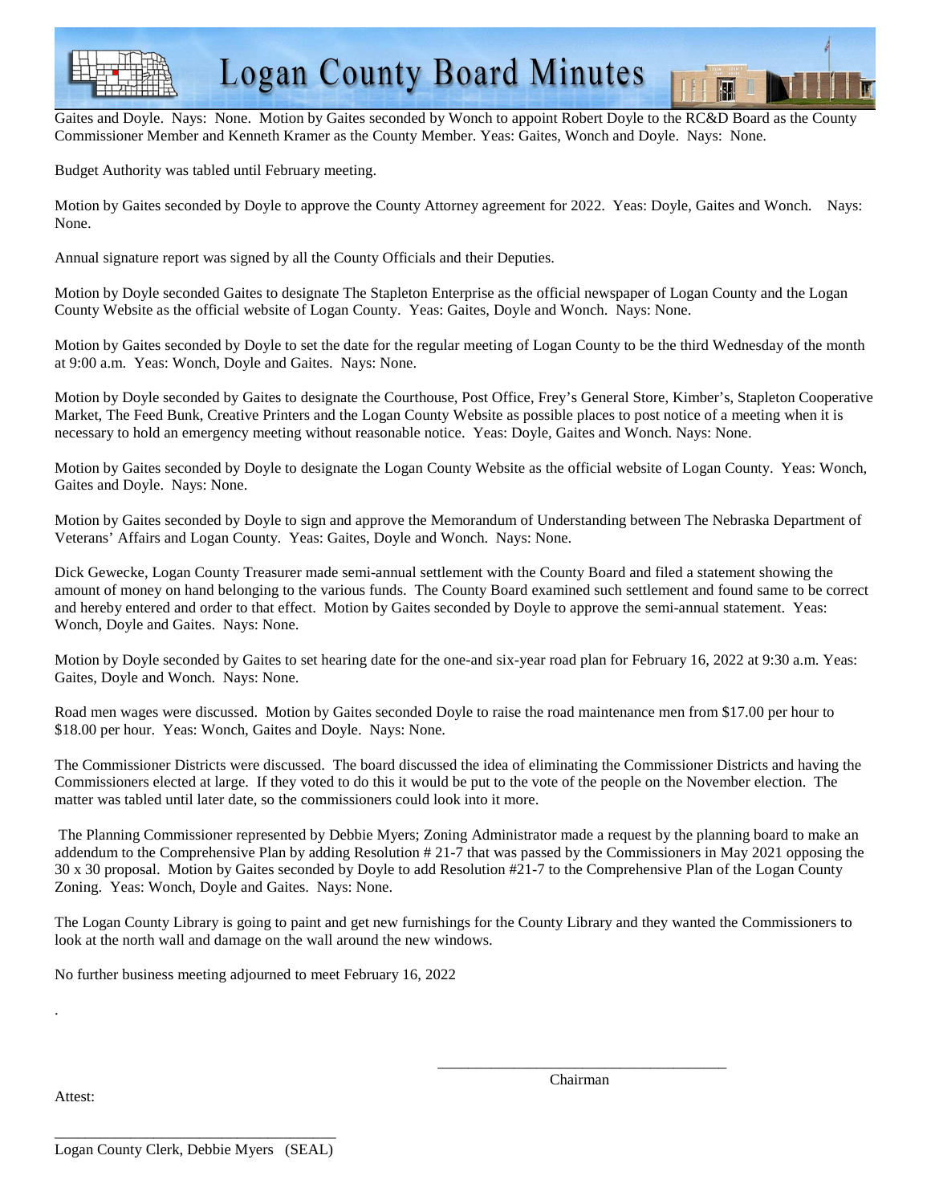Gaites and Doyle. Nays: None. Motion by Gaites seconded by Wonch to appoint Robert Doyle to the RC&D Board as the County Commissioner Member and Kenneth Kramer as the County Member. Yeas: Gaites, Wonch and Doyle. Nays: None.

Budget Authority was tabled until February meeting.

Motion by Gaites seconded by Doyle to approve the County Attorney agreement for 2022. Yeas: Doyle, Gaites and Wonch. Nays: None.

Annual signature report was signed by all the County Officials and their Deputies.

Motion by Doyle seconded Gaites to designate The Stapleton Enterprise as the official newspaper of Logan County and the Logan County Website as the official website of Logan County. Yeas: Gaites, Doyle and Wonch. Nays: None.

Motion by Gaites seconded by Doyle to set the date for the regular meeting of Logan County to be the third Wednesday of the month at 9:00 a.m. Yeas: Wonch, Doyle and Gaites. Nays: None.

Motion by Doyle seconded by Gaites to designate the Courthouse, Post Office, Frey's General Store, Kimber's, Stapleton Cooperative Market, The Feed Bunk, Creative Printers and the Logan County Website as possible places to post notice of a meeting when it is necessary to hold an emergency meeting without reasonable notice. Yeas: Doyle, Gaites and Wonch. Nays: None.

Motion by Gaites seconded by Doyle to designate the Logan County Website as the official website of Logan County. Yeas: Wonch, Gaites and Doyle. Nays: None.

Motion by Gaites seconded by Doyle to sign and approve the Memorandum of Understanding between The Nebraska Department of Veterans' Affairs and Logan County. Yeas: Gaites, Doyle and Wonch. Nays: None.

Dick Gewecke, Logan County Treasurer made semi-annual settlement with the County Board and filed a statement showing the amount of money on hand belonging to the various funds. The County Board examined such settlement and found same to be correct and hereby entered and order to that effect. Motion by Gaites seconded by Doyle to approve the semi-annual statement. Yeas: Wonch, Doyle and Gaites. Nays: None.

Motion by Doyle seconded by Gaites to set hearing date for the one-and six-year road plan for February 16, 2022 at 9:30 a.m. Yeas: Gaites, Doyle and Wonch. Nays: None.

Road men wages were discussed. Motion by Gaites seconded Doyle to raise the road maintenance men from $17.00 per hour to $18.00 per hour. Yeas: Wonch, Gaites and Doyle. Nays: None.

The Commissioner Districts were discussed. The board discussed the idea of eliminating the Commissioner Districts and having the Commissioners elected at large. If they voted to do this it would be put to the vote of the people on the November election. The matter was tabled until later date, so the commissioners could look into it more.

The Planning Commissioner represented by Debbie Myers; Zoning Administrator made a request by the planning board to make an addendum to the Comprehensive Plan by adding Resolution # 21-7 that was passed by the Commissioners in May 2021 opposing the 30 x 30 proposal. Motion by Gaites seconded by Doyle to add Resolution #21-7 to the Comprehensive Plan of the Logan County Zoning. Yeas: Wonch, Doyle and Gaites. Nays: None.

The Logan County Library is going to paint and get new furnishings for the County Library and they wanted the Commissioners to look at the north wall and damage on the wall around the new windows.

No further business meeting adjourned to meet February 16, 2022

.

\_\_\_\_\_\_\_\_\_\_\_\_\_\_\_\_\_\_\_\_\_\_\_\_\_\_\_\_\_\_\_\_\_\_\_\_\_\_\_\_
Chairman

Attest:

\_\_\_\_\_\_\_\_\_\_\_\_\_\_\_\_\_\_\_\_\_\_\_\_\_\_\_\_\_\_\_\_\_\_\_\_\_\_\_\_
Logan County Clerk, Debbie Myers (SEAL)